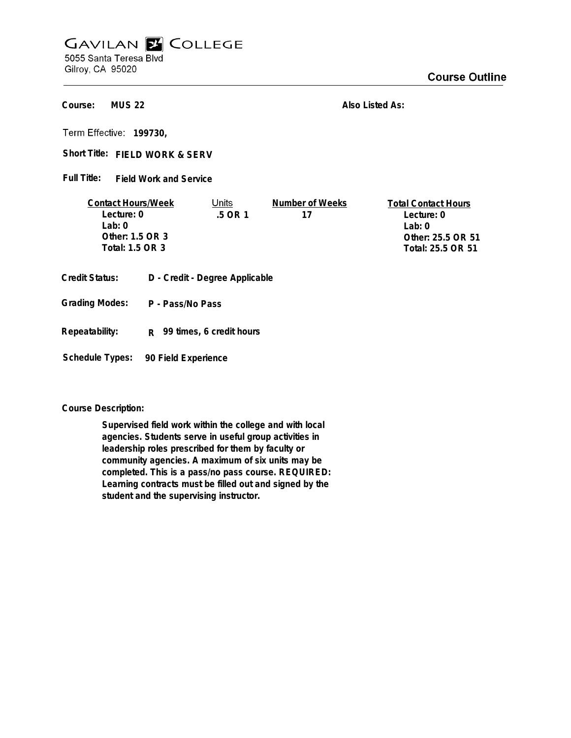# GAVILAN COLLEGE

5055 Santa Teresa Blvd
Gilroy, CA 95020

## Course Outline

**Course:** MUS 22

**Also Listed As:**

**Term Effective:** 199730,

**Short Title:** FIELD WORK & SERV

**Full Title:** Field Work and Service

| Contact Hours/Week | Units | Number of Weeks | Total Contact Hours |
|---|---|---|---|
| Lecture: 0 | .5 OR 1 | 17 | Lecture: 0 |
| Lab: 0 | | | Lab: 0 |
| Other: 1.5 OR 3 | | | Other: 25.5 OR 51 |
| Total: 1.5 OR 3 | | | Total: 25.5 OR 51 |

**Credit Status:** D - Credit - Degree Applicable

**Grading Modes:** P - Pass/No Pass

**Repeatability:** R 99 times, 6 credit hours

**Schedule Types:** 90 Field Experience

**Course Description:**

Supervised field work within the college and with local agencies. Students serve in useful group activities in leadership roles prescribed for them by faculty or community agencies. A maximum of six units may be completed. This is a pass/no pass course. REQUIRED: Learning contracts must be filled out and signed by the student and the supervising instructor.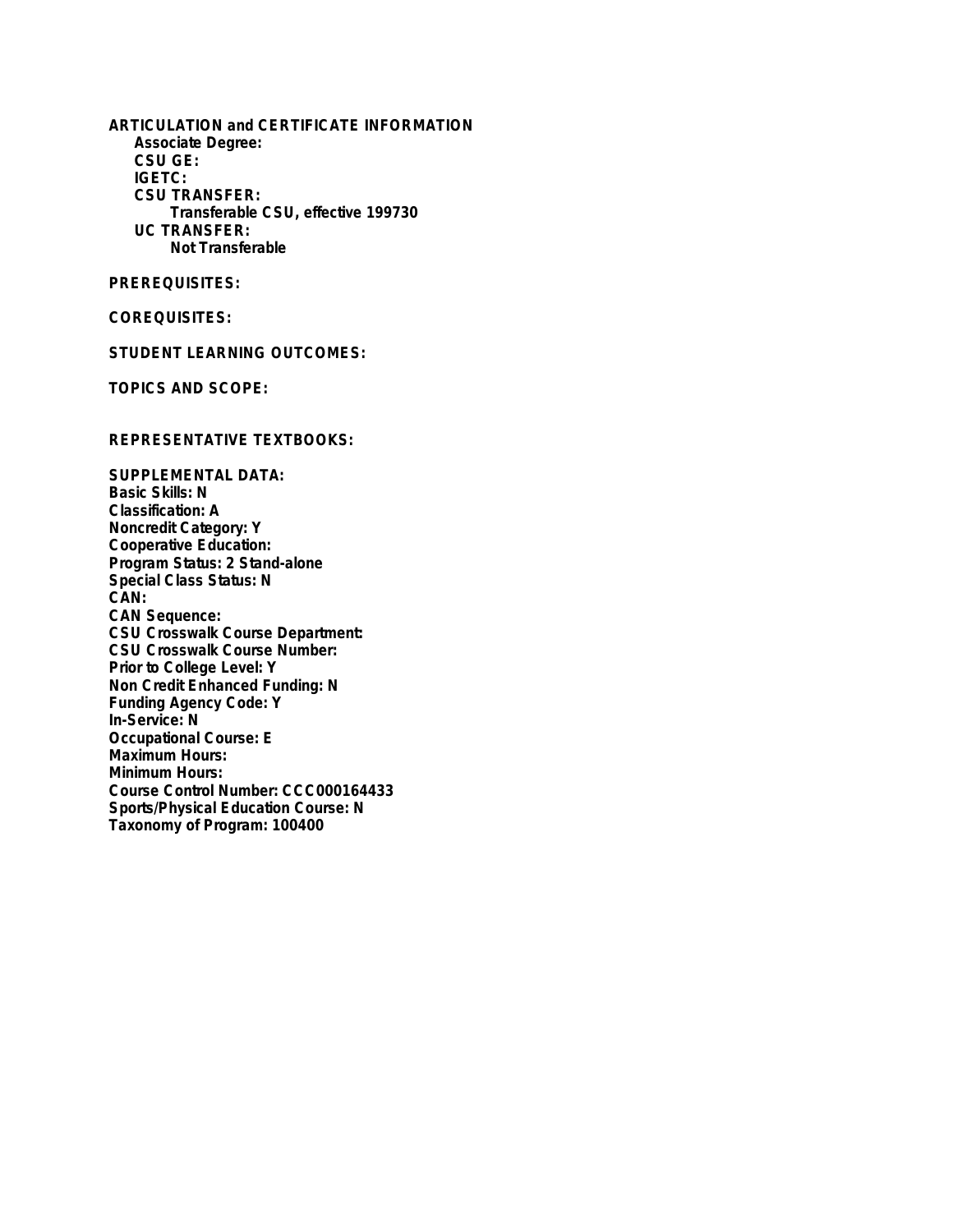**ARTICULATION and CERTIFICATE INFORMATION**

**Associate Degree:**

**CSU GE:**

**IGETC:**

**CSU TRANSFER:**

**Transferable CSU, effective 199730**

**UC TRANSFER:**

**Not Transferable**

**PREREQUISITES:**

**COREQUISITES:**

**STUDENT LEARNING OUTCOMES:**

**TOPICS AND SCOPE:**

**REPRESENTATIVE TEXTBOOKS:**

**SUPPLEMENTAL DATA:**
**Basic Skills: N**
**Classification: A**
**Noncredit Category: Y**
**Cooperative Education:**
**Program Status: 2 Stand-alone**
**Special Class Status: N**
**CAN:**
**CAN Sequence:**
**CSU Crosswalk Course Department:**
**CSU Crosswalk Course Number:**
**Prior to College Level: Y**
**Non Credit Enhanced Funding: N**
**Funding Agency Code: Y**
**In-Service: N**
**Occupational Course: E**
**Maximum Hours:**
**Minimum Hours:**
**Course Control Number: CCC000164433**
**Sports/Physical Education Course: N**
**Taxonomy of Program: 100400**